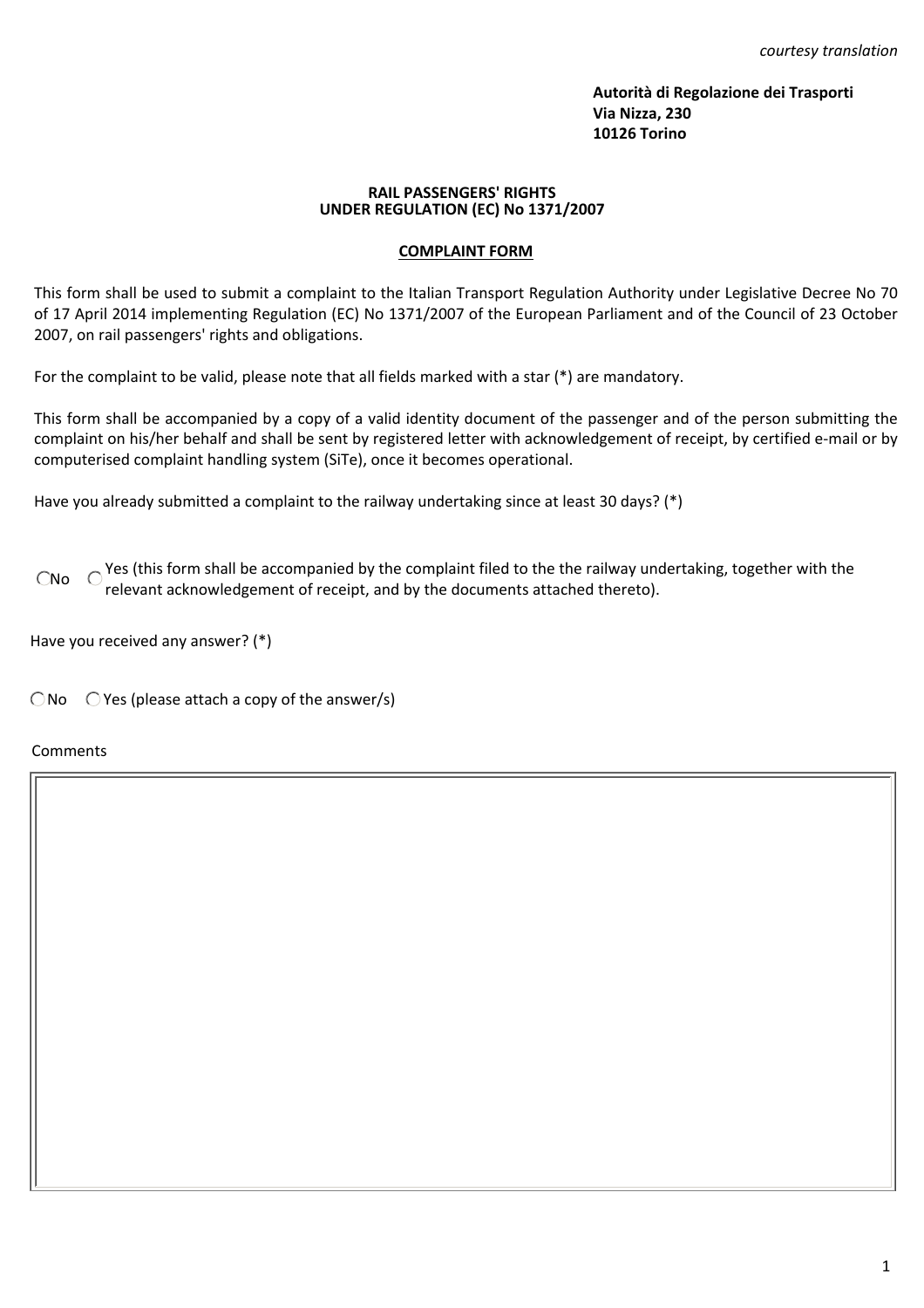*courtesy translation*

**Autorità di Regolazione dei Trasporti**
**Via Nizza, 230**
**10126 Torino**

**RAIL PASSENGERS' RIGHTS**
**UNDER REGULATION (EC) No 1371/2007**

**COMPLAINT FORM**

This form shall be used to submit a complaint to the Italian Transport Regulation Authority under Legislative Decree No 70 of 17 April 2014 implementing Regulation (EC) No 1371/2007 of the European Parliament and of the Council of 23 October 2007, on rail passengers' rights and obligations.

For the complaint to be valid, please note that all fields marked with a star (*) are mandatory.

This form shall be accompanied by a copy of a valid identity document of the passenger and of the person submitting the complaint on his/her behalf and shall be sent by registered letter with acknowledgement of receipt, by certified e-mail or by computerised complaint handling system (SiTe), once it becomes operational.

Have you already submitted a complaint to the railway undertaking since at least 30 days? (*)

○ No ○ Yes (this form shall be accompanied by the complaint filed to the the railway undertaking, together with the relevant acknowledgement of receipt, and by the documents attached thereto).

Have you received any answer? (*)

○ No ○ Yes (please attach a copy of the answer/s)

Comments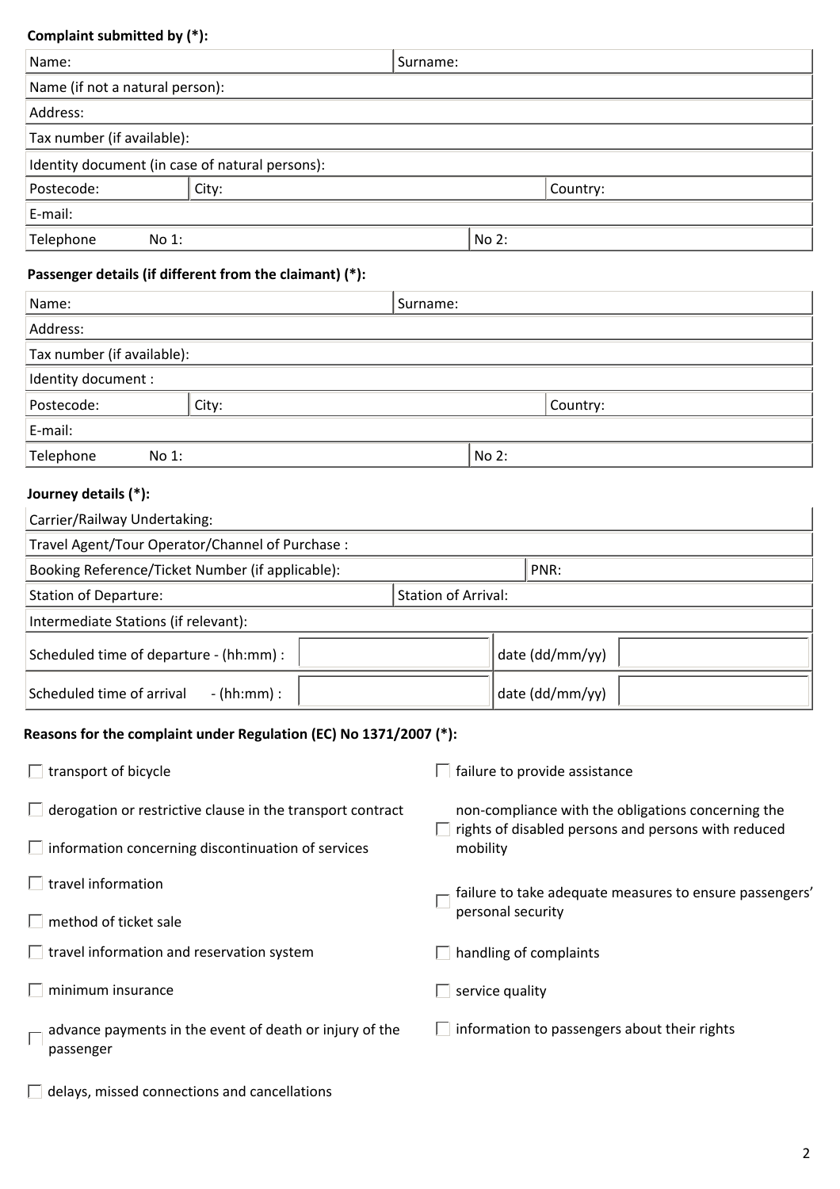**Complaint submitted by (*):**

| Name: | | Surname: |
|---|---|---|
| Name (if not a natural person): | | |
| Address: | | |
| Tax number (if available): | | |
| Identity document (in case of natural persons): | | |
| Postecode: | City: | Country: |
| E-mail: | | |
| Telephone No 1: | | No 2: |

**Passenger details (if different from the claimant) (*):**

| Name: | | Surname: |
|---|---|---|
| Address: | | |
| Tax number (if available): | | |
| Identity document : | | |
| Postecode: | City: | Country: |
| E-mail: | | |
| Telephone No 1: | | No 2: |

**Journey details (*):**

| Carrier/Railway Undertaking: | | | |
|---|---|---|---|
| Travel Agent/Tour Operator/Channel of Purchase : | | | |
| Booking Reference/Ticket Number (if applicable): | | PNR: | |
| Station of Departure: | | Station of Arrival: | |
| Intermediate Stations (if relevant): | | | |
| Scheduled time of departure - (hh:mm) : | | date (dd/mm/yy) | |
| Scheduled time of arrival - (hh:mm) : | | date (dd/mm/yy) | |

**Reasons for the complaint under Regulation (EC) No 1371/2007 (*):**

- ☐ transport of bicycle
- ☐ derogation or restrictive clause in the transport contract
- ☐ information concerning discontinuation of services
- ☐ travel information
- ☐ method of ticket sale
- ☐ travel information and reservation system
- ☐ minimum insurance
- ☐ advance payments in the event of death or injury of the passenger
- ☐ delays, missed connections and cancellations
- ☐ failure to provide assistance
- ☐ non-compliance with the obligations concerning the rights of disabled persons and persons with reduced mobility
- ☐ failure to take adequate measures to ensure passengers' personal security
- ☐ handling of complaints
- ☐ service quality
- ☐ information to passengers about their rights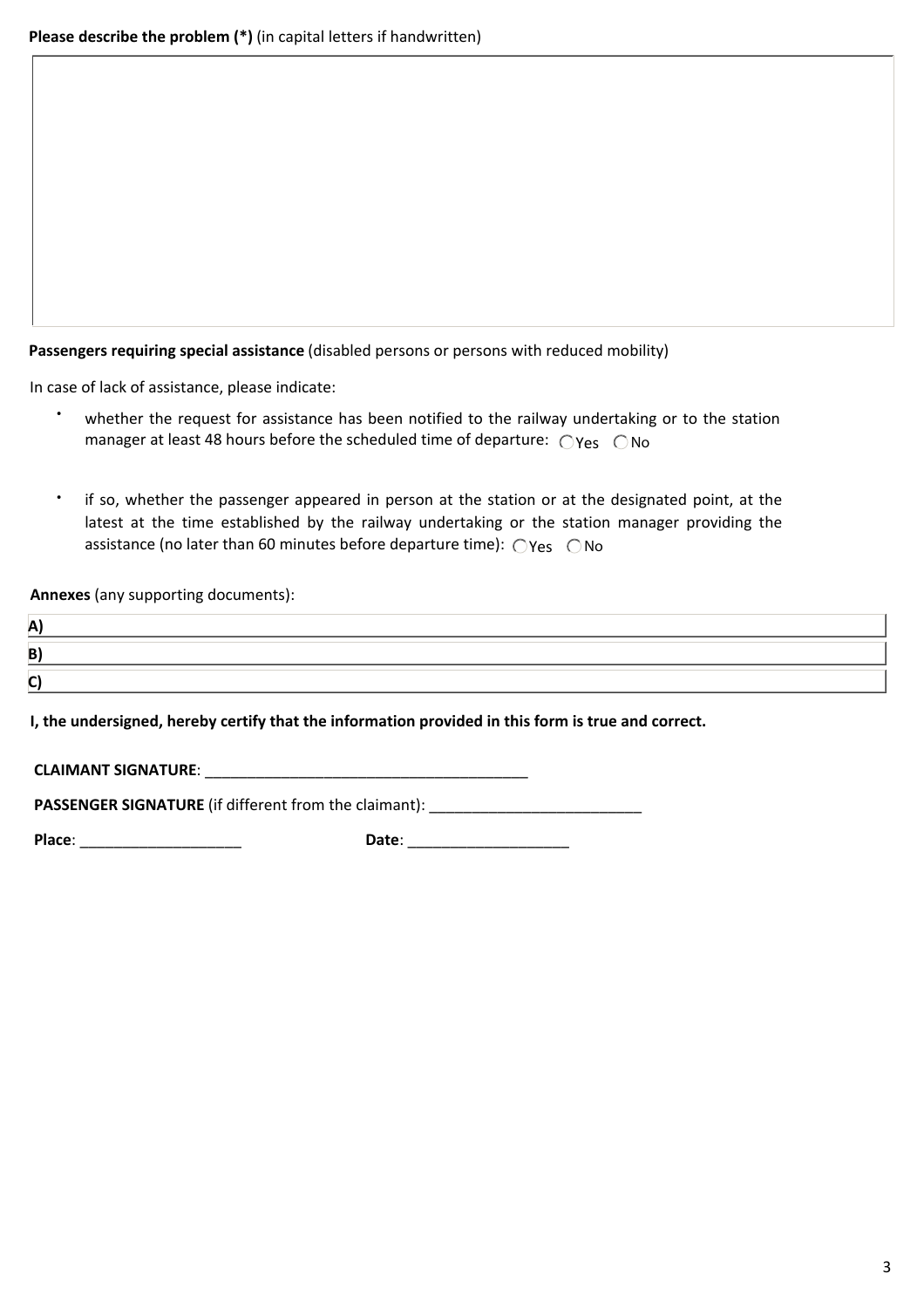**Please describe the problem (*)** (in capital letters if handwritten)

**Passengers requiring special assistance** (disabled persons or persons with reduced mobility)

In case of lack of assistance, please indicate:

- whether the request for assistance has been notified to the railway undertaking or to the station manager at least 48 hours before the scheduled time of departure: ◯ Yes ◯ No

- if so, whether the passenger appeared in person at the station or at the designated point, at the latest at the time established by the railway undertaking or the station manager providing the assistance (no later than 60 minutes before departure time): ◯ Yes ◯ No

**Annexes** (any supporting documents):

**A)**

**B)**

**C)**

**I, the undersigned, hereby certify that the information provided in this form is true and correct.**

**CLAIMANT SIGNATURE**: ______________________________________

**PASSENGER SIGNATURE** (if different from the claimant): _________________________

**Place**: ___________________ **Date**: ___________________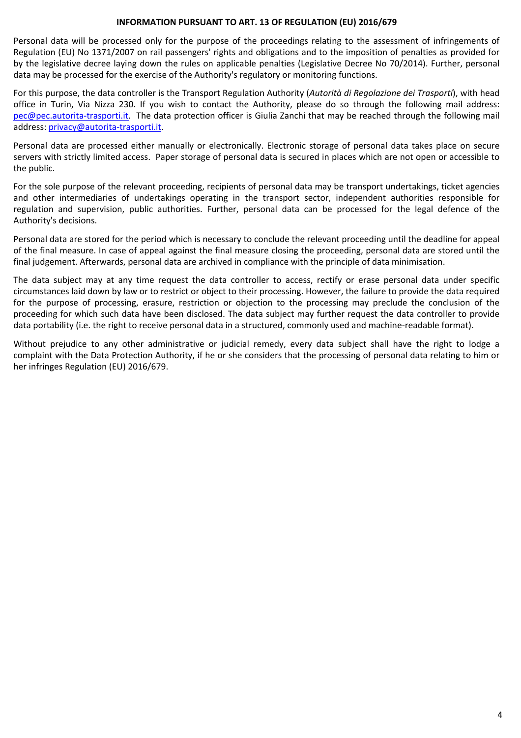**INFORMATION PURSUANT TO ART. 13 OF REGULATION (EU) 2016/679**

Personal data will be processed only for the purpose of the proceedings relating to the assessment of infringements of Regulation (EU) No 1371/2007 on rail passengers' rights and obligations and to the imposition of penalties as provided for by the legislative decree laying down the rules on applicable penalties (Legislative Decree No 70/2014). Further, personal data may be processed for the exercise of the Authority's regulatory or monitoring functions.

For this purpose, the data controller is the Transport Regulation Authority (*Autorità di Regolazione dei Trasporti*), with head office in Turin, Via Nizza 230. If you wish to contact the Authority, please do so through the following mail address: pec@pec.autorita-trasporti.it. The data protection officer is Giulia Zanchi that may be reached through the following mail address: privacy@autorita-trasporti.it.

Personal data are processed either manually or electronically. Electronic storage of personal data takes place on secure servers with strictly limited access. Paper storage of personal data is secured in places which are not open or accessible to the public.

For the sole purpose of the relevant proceeding, recipients of personal data may be transport undertakings, ticket agencies and other intermediaries of undertakings operating in the transport sector, independent authorities responsible for regulation and supervision, public authorities. Further, personal data can be processed for the legal defence of the Authority's decisions.

Personal data are stored for the period which is necessary to conclude the relevant proceeding until the deadline for appeal of the final measure. In case of appeal against the final measure closing the proceeding, personal data are stored until the final judgement. Afterwards, personal data are archived in compliance with the principle of data minimisation.

The data subject may at any time request the data controller to access, rectify or erase personal data under specific circumstances laid down by law or to restrict or object to their processing. However, the failure to provide the data required for the purpose of processing, erasure, restriction or objection to the processing may preclude the conclusion of the proceeding for which such data have been disclosed. The data subject may further request the data controller to provide data portability (i.e. the right to receive personal data in a structured, commonly used and machine-readable format).

Without prejudice to any other administrative or judicial remedy, every data subject shall have the right to lodge a complaint with the Data Protection Authority, if he or she considers that the processing of personal data relating to him or her infringes Regulation (EU) 2016/679.